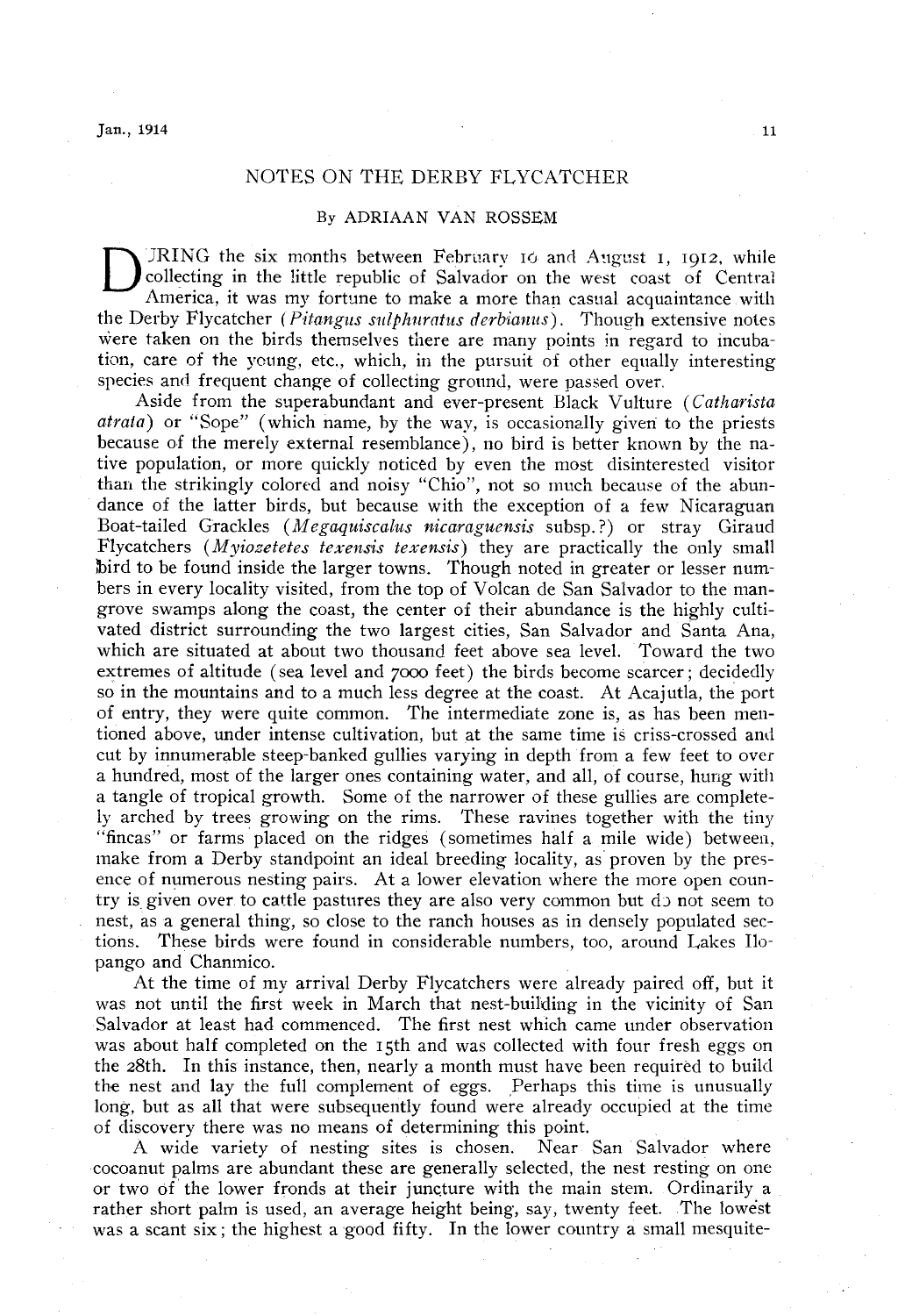# NOTES ON THE DERBY FLYCATCHER

By ADRIAAN VAN ROSSEM

DURING the six months between February 10 and August 1, 1912, while collecting in the little republic of Salvador on the west coast of Central America, it was my fortune to make a more than casual acquaintance with the Derby Flycatcher (*Pitangus sulphuratus derbianus*). Though extensive notes were taken on the birds themselves there are many points in regard to incubation, care of the young, etc., which, in the pursuit of other equally interesting species and frequent change of collecting ground, were passed over.

Aside from the superabundant and ever-present Black Vulture (*Catharista atrata*) or "Sope" (which name, by the way, is occasionally given to the priests because of the merely external resemblance), no bird is better known by the native population, or more quickly noticed by even the most disinterested visitor than the strikingly colored and noisy "Chio", not so much because of the abundance of the latter birds, but because with the exception of a few Nicaraguan Boat-tailed Grackles (*Megaquiscalus nicaraguensis* subsp.?) or stray Giraud Flycatchers (*Myiozetetes texensis texensis*) they are practically the only small bird to be found inside the larger towns. Though noted in greater or lesser numbers in every locality visited, from the top of Volcan de San Salvador to the mangrove swamps along the coast, the center of their abundance is the highly cultivated district surrounding the two largest cities, San Salvador and Santa Ana, which are situated at about two thousand feet above sea level. Toward the two extremes of altitude (sea level and 7000 feet) the birds become scarcer; decidedly so in the mountains and to a much less degree at the coast. At Acajutla, the port of entry, they were quite common. The intermediate zone is, as has been mentioned above, under intense cultivation, but at the same time is criss-crossed and cut by innumerable steep-banked gullies varying in depth from a few feet to over a hundred, most of the larger ones containing water, and all, of course, hung with a tangle of tropical growth. Some of the narrower of these gullies are completely arched by trees growing on the rims. These ravines together with the tiny "fincas" or farms placed on the ridges (sometimes half a mile wide) between, make from a Derby standpoint an ideal breeding locality, as proven by the presence of numerous nesting pairs. At a lower elevation where the more open country is given over to cattle pastures they are also very common but do not seem to nest, as a general thing, so close to the ranch houses as in densely populated sections. These birds were found in considerable numbers, too, around Lakes Ilopango and Chanmico.

At the time of my arrival Derby Flycatchers were already paired off, but it was not until the first week in March that nest-building in the vicinity of San Salvador at least had commenced. The first nest which came under observation was about half completed on the 15th and was collected with four fresh eggs on the 28th. In this instance, then, nearly a month must have been required to build the nest and lay the full complement of eggs. Perhaps this time is unusually long, but as all that were subsequently found were already occupied at the time of discovery there was no means of determining this point.

A wide variety of nesting sites is chosen. Near San Salvador where cocoanut palms are abundant these are generally selected, the nest resting on one or two of the lower fronds at their juncture with the main stem. Ordinarily a rather short palm is used, an average height being, say, twenty feet. The lowest was a scant six; the highest a good fifty. In the lower country a small mesquite-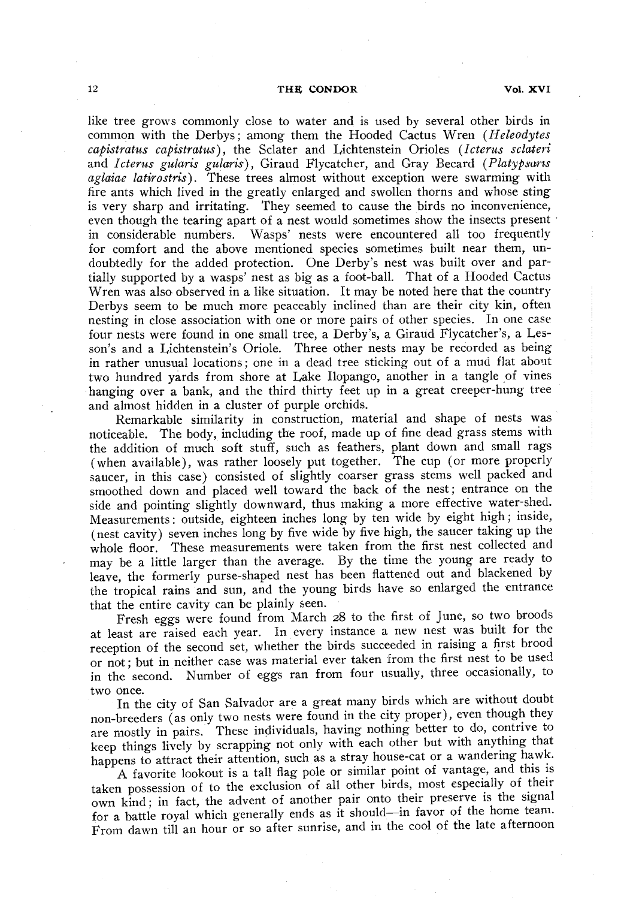like tree grows commonly close to water and is used by several other birds in common with the Derbys; among them the Hooded Cactus Wren (*Heleodytes capistratus capistratus*), the Sclater and Lichtenstein Orioles (*Icterus sclateri* and *Icterus gularis gularis*), Giraud Flycatcher, and Gray Becard (*Platypsaris aglaiae latirostris*). These trees almost without exception were swarming with fire ants which lived in the greatly enlarged and swollen thorns and whose sting is very sharp and irritating. They seemed to cause the birds no inconvenience, even though the tearing apart of a nest would sometimes show the insects present in considerable numbers. Wasps' nests were encountered all too frequently for comfort and the above mentioned species sometimes built near them, undoubtedly for the added protection. One Derby's nest was built over and partially supported by a wasps' nest as big as a foot-ball. That of a Hooded Cactus Wren was also observed in a like situation. It may be noted here that the country Derbys seem to be much more peaceably inclined than are their city kin, often nesting in close association with one or more pairs of other species. In one case four nests were found in one small tree, a Derby's, a Giraud Flycatcher's, a Lesson's and a Lichtenstein's Oriole. Three other nests may be recorded as being in rather unusual locations; one in a dead tree sticking out of a mud flat about two hundred yards from shore at Lake Ilopango, another in a tangle of vines hanging over a bank, and the third thirty feet up in a great creeper-hung tree and almost hidden in a cluster of purple orchids.

Remarkable similarity in construction, material and shape of nests was noticeable. The body, including the roof, made up of fine dead grass stems with the addition of much soft stuff, such as feathers, plant down and small rags (when available), was rather loosely put together. The cup (or more properly saucer, in this case) consisted of slightly coarser grass stems well packed and smoothed down and placed well toward the back of the nest; entrance on the side and pointing slightly downward, thus making a more effective water-shed. Measurements: outside, eighteen inches long by ten wide by eight high; inside, (nest cavity) seven inches long by five wide by five high, the saucer taking up the whole floor. These measurements were taken from the first nest collected and may be a little larger than the average. By the time the young are ready to leave, the formerly purse-shaped nest has been flattened out and blackened by the tropical rains and sun, and the young birds have so enlarged the entrance that the entire cavity can be plainly seen.

Fresh eggs were found from March 28 to the first of June, so two broods at least are raised each year. In every instance a new nest was built for the reception of the second set, whether the birds succeeded in raising a first brood or not; but in neither case was material ever taken from the first nest to be used in the second. Number of eggs ran from four usually, three occasionally, to two once.

In the city of San Salvador are a great many birds which are without doubt non-breeders (as only two nests were found in the city proper), even though they are mostly in pairs. These individuals, having nothing better to do, contrive to keep things lively by scrapping not only with each other but with anything that happens to attract their attention, such as a stray house-cat or a wandering hawk.

A favorite lookout is a tall flag pole or similar point of vantage, and this is taken possession of to the exclusion of all other birds, most especially of their own kind; in fact, the advent of another pair onto their preserve is the signal for a battle royal which generally ends as it should—in favor of the home team. From dawn till an hour or so after sunrise, and in the cool of the late afternoon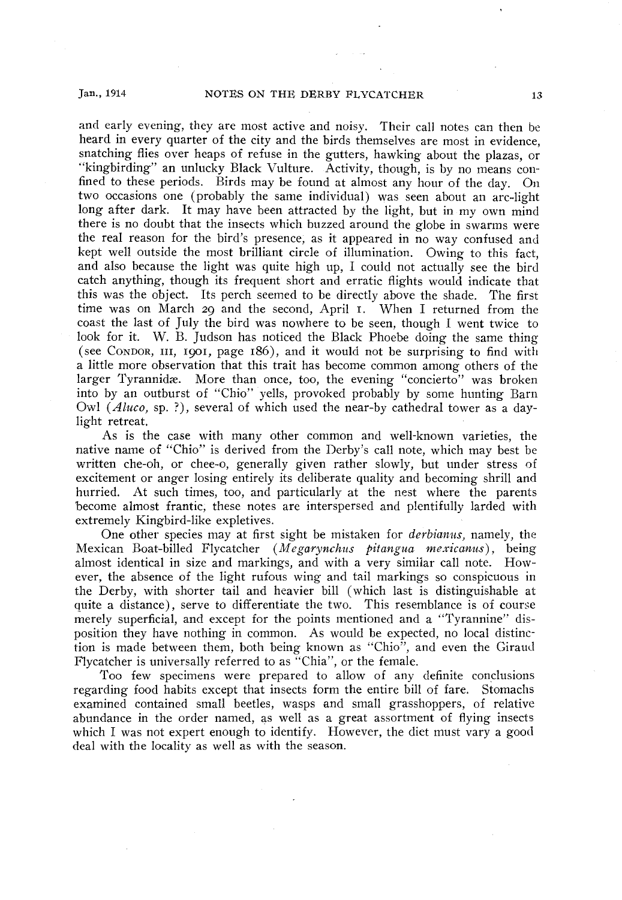and early evening, they are most active and noisy. Their call notes can then be heard in every quarter of the city and the birds themselves are most in evidence, snatching flies over heaps of refuse in the gutters, hawking about the plazas, or "kingbirding" an unlucky Black Vulture. Activity, though, is by no means confined to these periods. Birds may be found at almost any hour of the day. On two occasions one (probably the same individual) was seen about an arc-light long after dark. It may have been attracted by the light, but in my own mind there is no doubt that the insects which buzzed around the globe in swarms were the real reason for the bird's presence, as it appeared in no way confused and kept well outside the most brilliant circle of illumination. Owing to this fact, and also because the light was quite high up, I could not actually see the bird catch anything, though its frequent short and erratic flights would indicate that this was the object. Its perch seemed to be directly above the shade. The first time was on March 29 and the second, April 1. When I returned from the coast the last of July the bird was nowhere to be seen, though I went twice to look for it. W. B. Judson has noticed the Black Phoebe doing the same thing (see CONDOR, III, 1901, page 186), and it would not be surprising to find with a little more observation that this trait has become common among others of the larger Tyrannidæ. More than once, too, the evening "concierto" was broken into by an outburst of "Chio" yells, provoked probably by some hunting Barn Owl (*Aluco*, sp. ?), several of which used the near-by cathedral tower as a daylight retreat.

As is the case with many other common and well-known varieties, the native name of "Chio" is derived from the Derby's call note, which may best be written che-oh, or chee-o, generally given rather slowly, but under stress of excitement or anger losing entirely its deliberate quality and becoming shrill and hurried. At such times, too, and particularly at the nest where the parents become almost frantic, these notes are interspersed and plentifully larded with extremely Kingbird-like expletives.

One other species may at first sight be mistaken for *derbianus*, namely, the Mexican Boat-billed Flycatcher (*Megarynchus pitangua mexicanus*), being almost identical in size and markings, and with a very similar call note. However, the absence of the light rufous wing and tail markings so conspicuous in the Derby, with shorter tail and heavier bill (which last is distinguishable at quite a distance), serve to differentiate the two. This resemblance is of course merely superficial, and except for the points mentioned and a "Tyrannine" disposition they have nothing in common. As would be expected, no local distinction is made between them, both being known as "Chio", and even the Giraud Flycatcher is universally referred to as "Chia", or the female.

Too few specimens were prepared to allow of any definite conclusions regarding food habits except that insects form the entire bill of fare. Stomachs examined contained small beetles, wasps and small grasshoppers, of relative abundance in the order named, as well as a great assortment of flying insects which I was not expert enough to identify. However, the diet must vary a good deal with the locality as well as with the season.